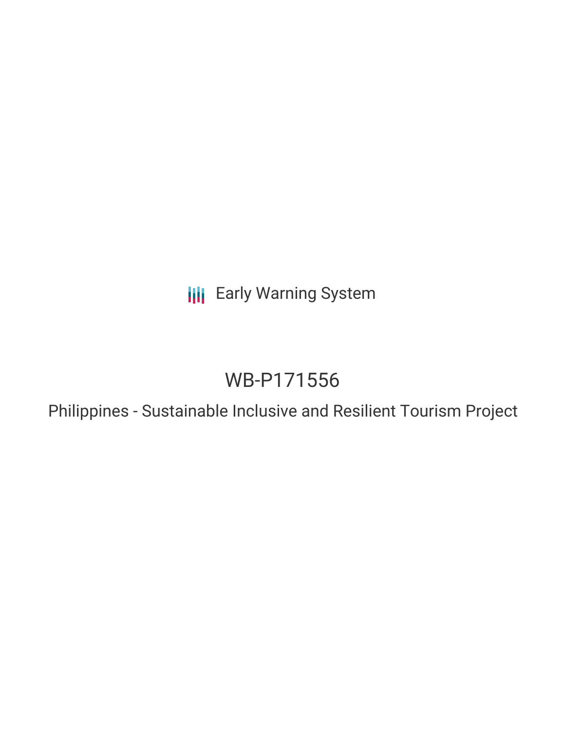Early Warning System

# WB-P171556

Philippines - Sustainable Inclusive and Resilient Tourism Project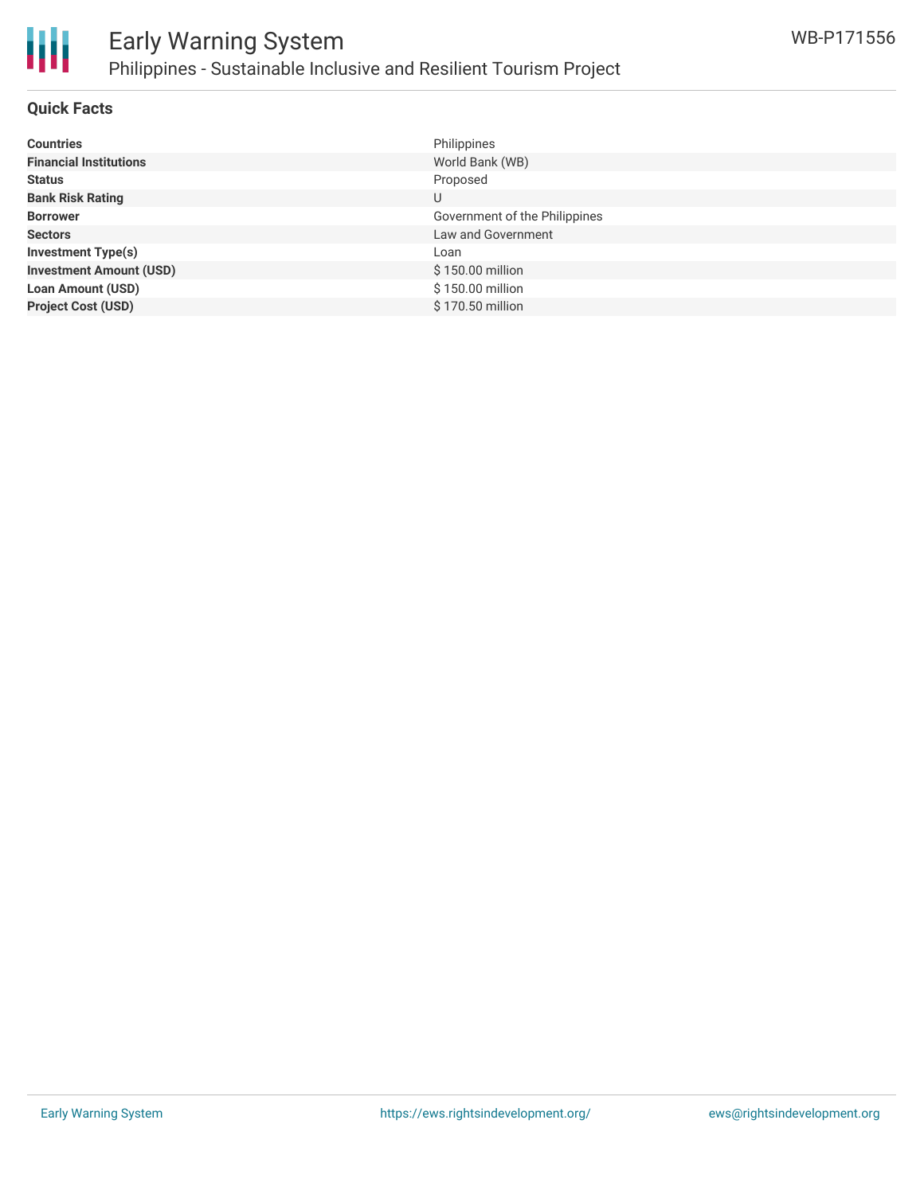## Quick Facts

| | |
|---|---|
| **Countries** | Philippines |
| **Financial Institutions** | World Bank (WB) |
| **Status** | Proposed |
| **Bank Risk Rating** | U |
| **Borrower** | Government of the Philippines |
| **Sectors** | Law and Government |
| **Investment Type(s)** | Loan |
| **Investment Amount (USD)** | $ 150.00 million |
| **Loan Amount (USD)** | $ 150.00 million |
| **Project Cost (USD)** | $ 170.50 million |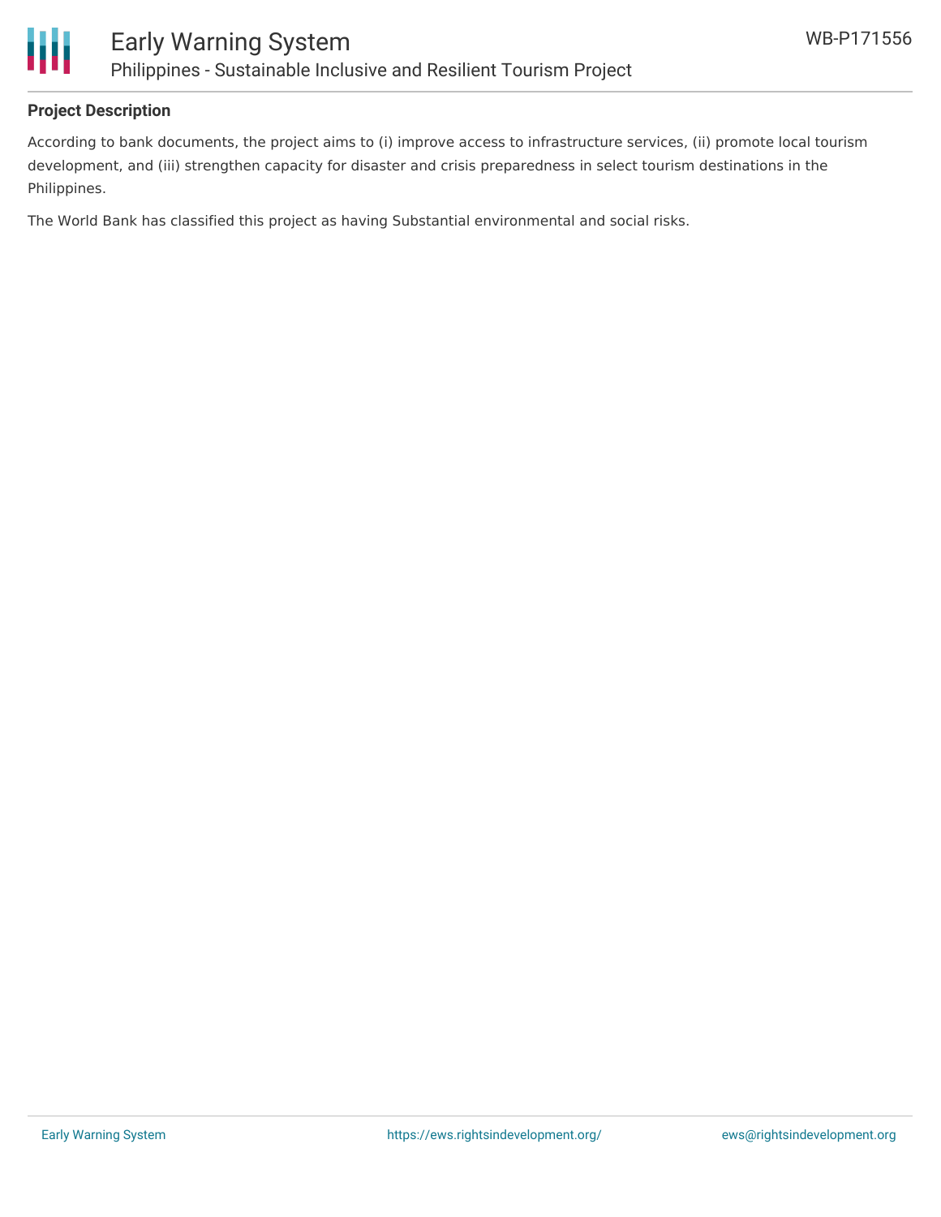## Project Description

According to bank documents, the project aims to (i) improve access to infrastructure services, (ii) promote local tourism development, and (iii) strengthen capacity for disaster and crisis preparedness in select tourism destinations in the Philippines.

The World Bank has classified this project as having Substantial environmental and social risks.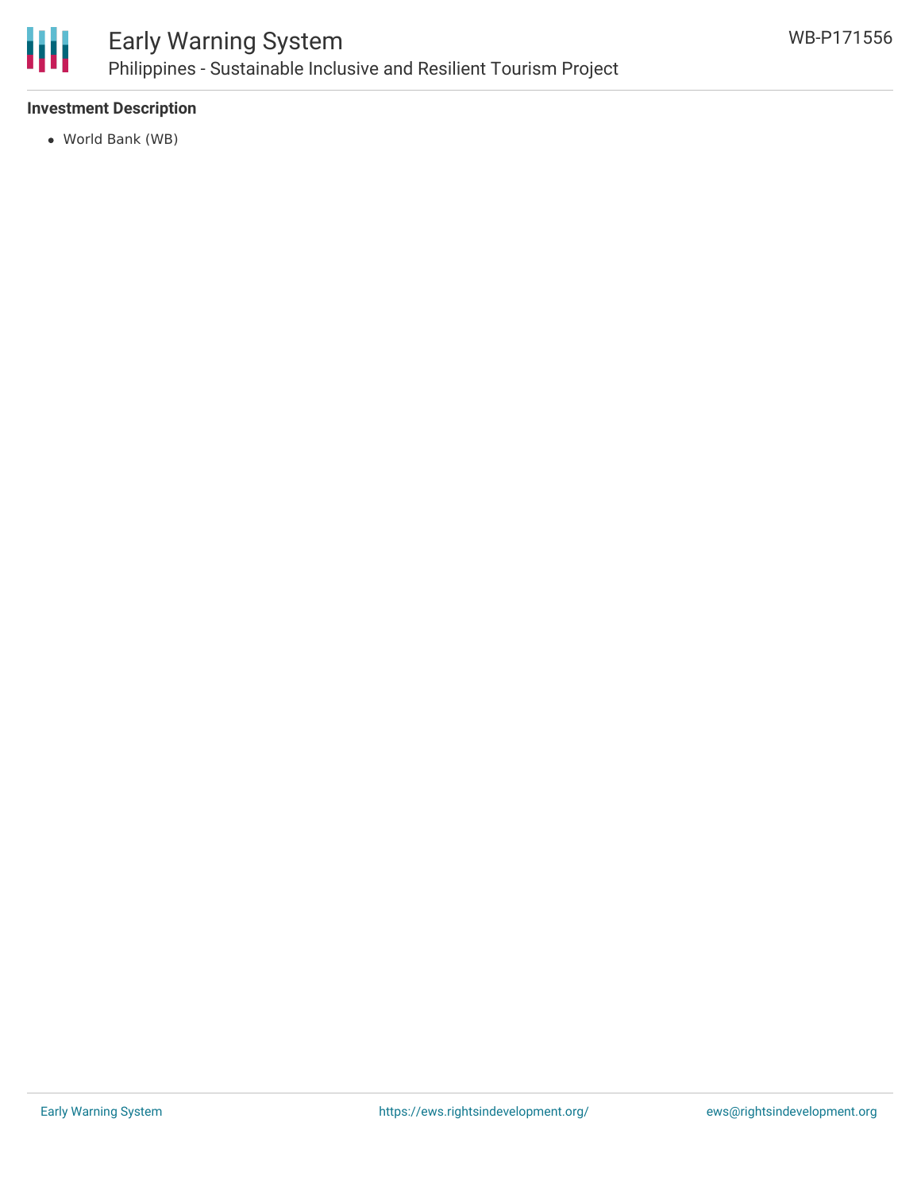### Investment Description

- World Bank (WB)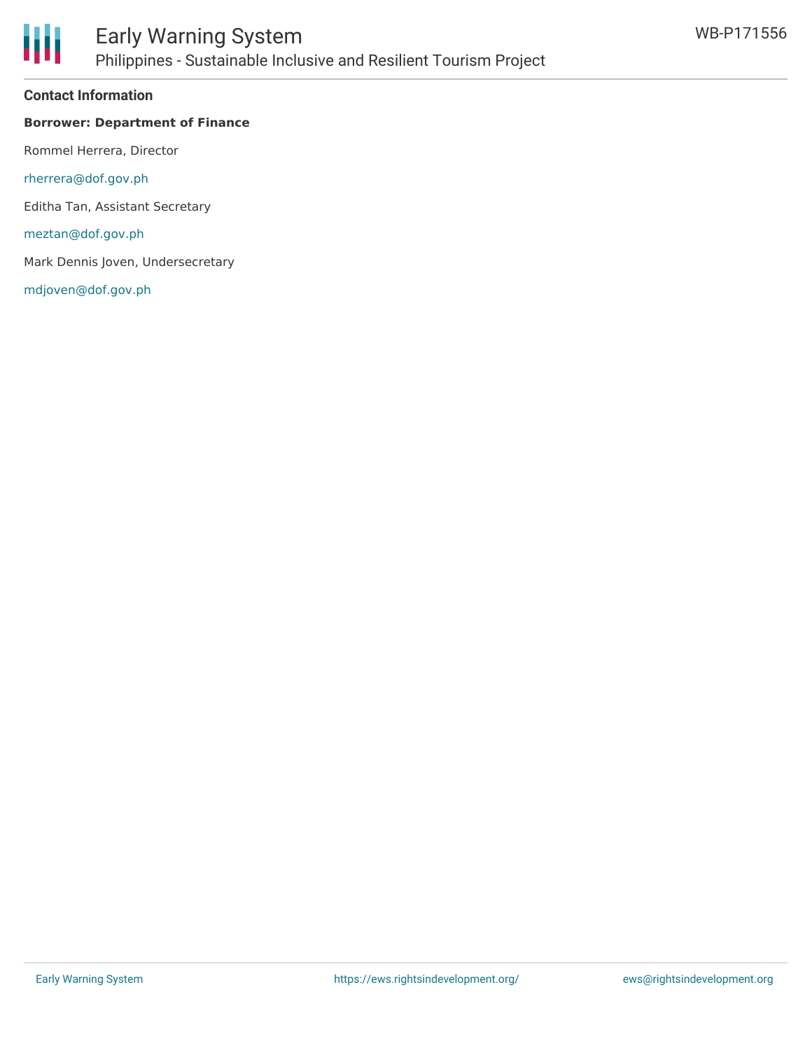### Contact Information

**Borrower: Department of Finance**

Rommel Herrera, Director

rherrera@dof.gov.ph

Editha Tan, Assistant Secretary

meztan@dof.gov.ph

Mark Dennis Joven, Undersecretary

mdjoven@dof.gov.ph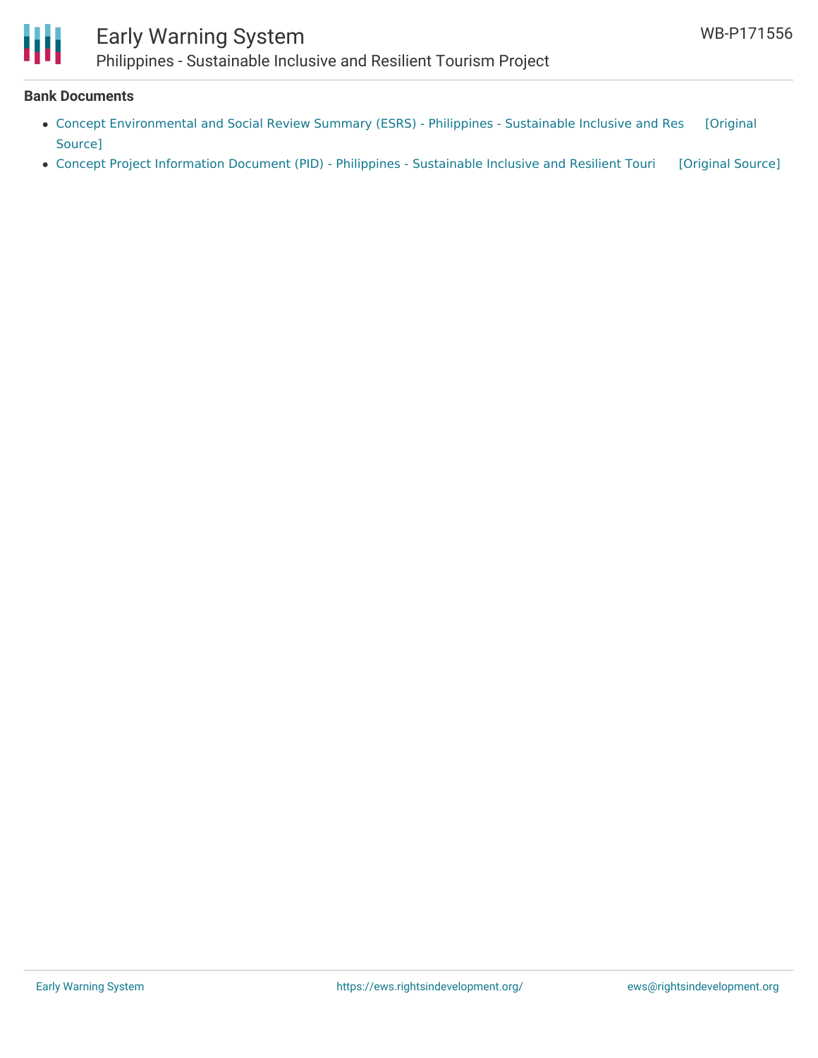**Bank Documents**

- Concept Environmental and Social Review Summary (ESRS) - Philippines - Sustainable Inclusive and Res [Original Source]
- Concept Project Information Document (PID) - Philippines - Sustainable Inclusive and Resilient Touri [Original Source]